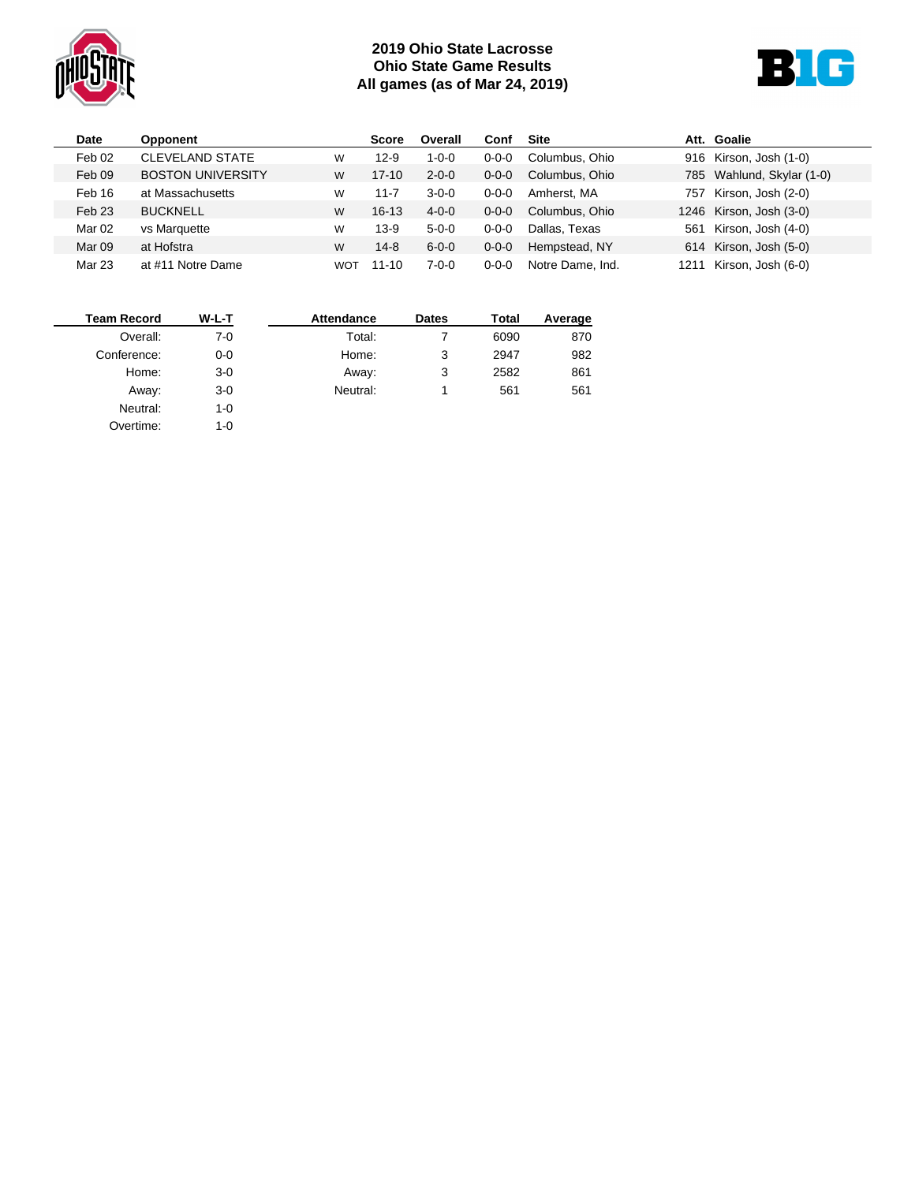# 2019 Ohio State Lacrosse
## Ohio State Game Results
## All games (as of Mar 24, 2019)

| Date | Opponent | | Score | Overall | Conf | Site | Att. | Goalie |
|---|---|---|---|---|---|---|---|---|
| Feb 02 | CLEVELAND STATE | W | 12-9 | 1-0-0 | 0-0-0 | Columbus, Ohio | 916 | Kirson, Josh (1-0) |
| Feb 09 | BOSTON UNIVERSITY | W | 17-10 | 2-0-0 | 0-0-0 | Columbus, Ohio | 785 | Wahlund, Skylar (1-0) |
| Feb 16 | at Massachusetts | W | 11-7 | 3-0-0 | 0-0-0 | Amherst, MA | 757 | Kirson, Josh (2-0) |
| Feb 23 | BUCKNELL | W | 16-13 | 4-0-0 | 0-0-0 | Columbus, Ohio | 1246 | Kirson, Josh (3-0) |
| Mar 02 | vs Marquette | W | 13-9 | 5-0-0 | 0-0-0 | Dallas, Texas | 561 | Kirson, Josh (4-0) |
| Mar 09 | at Hofstra | W | 14-8 | 6-0-0 | 0-0-0 | Hempstead, NY | 614 | Kirson, Josh (5-0) |
| Mar 23 | at #11 Notre Dame | WOT | 11-10 | 7-0-0 | 0-0-0 | Notre Dame, Ind. | 1211 | Kirson, Josh (6-0) |

| Team Record | W-L-T |
|---|---|
| Overall: | 7-0 |
| Conference: | 0-0 |
| Home: | 3-0 |
| Away: | 3-0 |
| Neutral: | 1-0 |
| Overtime: | 1-0 |

| Attendance | Dates | Total | Average |
|---|---|---|---|
| Total: | 7 | 6090 | 870 |
| Home: | 3 | 2947 | 982 |
| Away: | 3 | 2582 | 861 |
| Neutral: | 1 | 561 | 561 |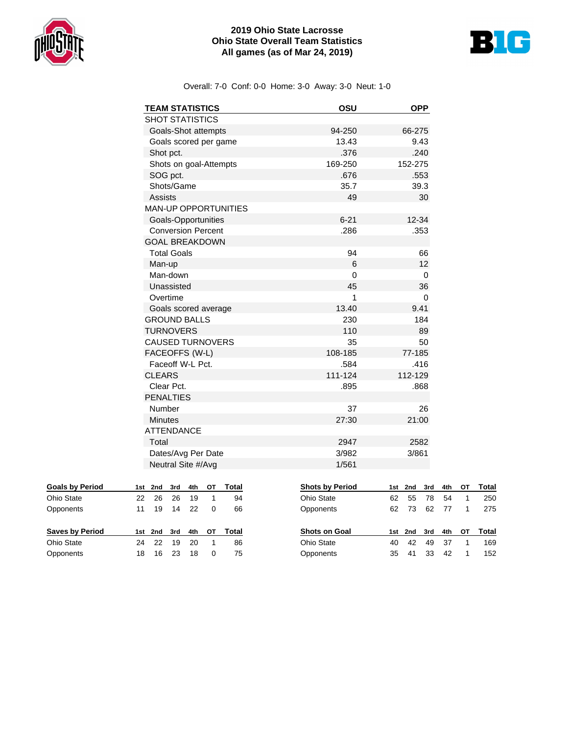# 2019 Ohio State Lacrosse
## Ohio State Overall Team Statistics
### All games (as of Mar 24, 2019)

Overall: 7-0 Conf: 0-0 Home: 3-0 Away: 3-0 Neut: 1-0

| TEAM STATISTICS | OSU | OPP |
|---|---|---|
| SHOT STATISTICS | | |
| Goals-Shot attempts | 94-250 | 66-275 |
| Goals scored per game | 13.43 | 9.43 |
| Shot pct. | .376 | .240 |
| Shots on goal-Attempts | 169-250 | 152-275 |
| SOG pct. | .676 | .553 |
| Shots/Game | 35.7 | 39.3 |
| Assists | 49 | 30 |
| MAN-UP OPPORTUNITIES | | |
| Goals-Opportunities | 6-21 | 12-34 |
| Conversion Percent | .286 | .353 |
| GOAL BREAKDOWN | | |
| Total Goals | 94 | 66 |
| Man-up | 6 | 12 |
| Man-down | 0 | 0 |
| Unassisted | 45 | 36 |
| Overtime | 1 | 0 |
| Goals scored average | 13.40 | 9.41 |
| GROUND BALLS | 230 | 184 |
| TURNOVERS | 110 | 89 |
| CAUSED TURNOVERS | 35 | 50 |
| FACEOFFS (W-L) | 108-185 | 77-185 |
| Faceoff W-L Pct. | .584 | .416 |
| CLEARS | 111-124 | 112-129 |
| Clear Pct. | .895 | .868 |
| PENALTIES | | |
| Number | 37 | 26 |
| Minutes | 27:30 | 21:00 |
| ATTENDANCE | | |
| Total | 2947 | 2582 |
| Dates/Avg Per Date | 3/982 | 3/861 |
| Neutral Site #/Avg | 1/561 | |

| Goals by Period | 1st | 2nd | 3rd | 4th | OT | Total |
|---|---|---|---|---|---|---|
| Ohio State | 22 | 26 | 26 | 19 | 1 | 94 |
| Opponents | 11 | 19 | 14 | 22 | 0 | 66 |

| Shots by Period | 1st | 2nd | 3rd | 4th | OT | Total |
|---|---|---|---|---|---|---|
| Ohio State | 62 | 55 | 78 | 54 | 1 | 250 |
| Opponents | 62 | 73 | 62 | 77 | 1 | 275 |

| Saves by Period | 1st | 2nd | 3rd | 4th | OT | Total |
|---|---|---|---|---|---|---|
| Ohio State | 24 | 22 | 19 | 20 | 1 | 86 |
| Opponents | 18 | 16 | 23 | 18 | 0 | 75 |

| Shots on Goal | 1st | 2nd | 3rd | 4th | OT | Total |
|---|---|---|---|---|---|---|
| Ohio State | 40 | 42 | 49 | 37 | 1 | 169 |
| Opponents | 35 | 41 | 33 | 42 | 1 | 152 |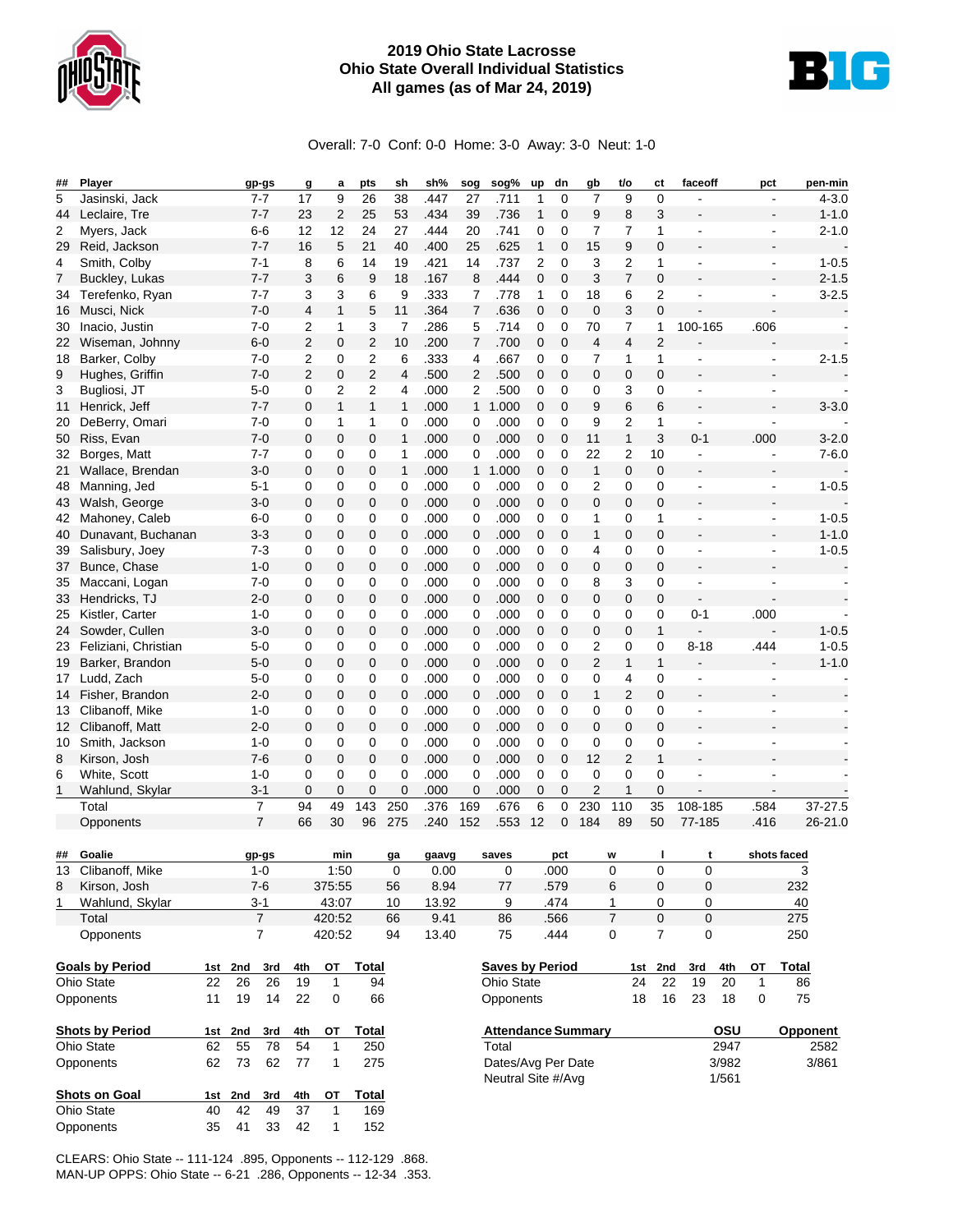# 2019 Ohio State Lacrosse
## Ohio State Overall Individual Statistics
### All games (as of Mar 24, 2019)

Overall: 7-0 Conf: 0-0 Home: 3-0 Away: 3-0 Neut: 1-0

| ## | Player | gp-gs | g | a | pts | sh | sh% | sog | sog% | up | dn | gb | t/o | ct | faceoff | pct | pen-min |
|---|---|---|---|---|---|---|---|---|---|---|---|---|---|---|---|---|---|
| 5 | Jasinski, Jack | 7-7 | 17 | 9 | 26 | 38 | .447 | 27 | .711 | 1 | 0 | 7 | 9 | 0 | - | - | 4-3.0 |
| 44 | Leclaire, Tre | 7-7 | 23 | 2 | 25 | 53 | .434 | 39 | .736 | 1 | 0 | 9 | 8 | 3 | - | - | 1-1.0 |
| 2 | Myers, Jack | 6-6 | 12 | 12 | 24 | 27 | .444 | 20 | .741 | 0 | 0 | 7 | 7 | 1 | - | - | 2-1.0 |
| 29 | Reid, Jackson | 7-7 | 16 | 5 | 21 | 40 | .400 | 25 | .625 | 1 | 0 | 15 | 9 | 0 | - | - | - |
| 4 | Smith, Colby | 7-1 | 8 | 6 | 14 | 19 | .421 | 14 | .737 | 2 | 0 | 3 | 2 | 1 | - | - | 1-0.5 |
| 7 | Buckley, Lukas | 7-7 | 3 | 6 | 9 | 18 | .167 | 8 | .444 | 0 | 0 | 3 | 7 | 0 | - | - | 2-1.5 |
| 34 | Terefenko, Ryan | 7-7 | 3 | 3 | 6 | 9 | .333 | 7 | .778 | 1 | 0 | 18 | 6 | 2 | - | - | 3-2.5 |
| 16 | Musci, Nick | 7-0 | 4 | 1 | 5 | 11 | .364 | 7 | .636 | 0 | 0 | 0 | 3 | 0 | - | - | - |
| 30 | Inacio, Justin | 7-0 | 2 | 1 | 3 | 7 | .286 | 5 | .714 | 0 | 0 | 70 | 7 | 1 | 100-165 | .606 | - |
| 22 | Wiseman, Johnny | 6-0 | 2 | 0 | 2 | 10 | .200 | 7 | .700 | 0 | 0 | 4 | 4 | 2 | - | - | - |
| 18 | Barker, Colby | 7-0 | 2 | 0 | 2 | 6 | .333 | 4 | .667 | 0 | 0 | 7 | 1 | 1 | - | - | 2-1.5 |
| 9 | Hughes, Griffin | 7-0 | 2 | 0 | 2 | 4 | .500 | 2 | .500 | 0 | 0 | 0 | 0 | 0 | - | - | - |
| 3 | Bugliosi, JT | 5-0 | 0 | 2 | 2 | 4 | .000 | 2 | .500 | 0 | 0 | 0 | 3 | 0 | - | - | - |
| 11 | Henrick, Jeff | 7-7 | 0 | 1 | 1 | 1 | .000 | 1 | 1.000 | 0 | 0 | 9 | 6 | 6 | - | - | 3-3.0 |
| 20 | DeBerry, Omari | 7-0 | 0 | 1 | 1 | 0 | .000 | 0 | .000 | 0 | 0 | 9 | 2 | 1 | - | - | - |
| 50 | Riss, Evan | 7-0 | 0 | 0 | 0 | 1 | .000 | 0 | .000 | 0 | 0 | 11 | 1 | 3 | 0-1 | .000 | 3-2.0 |
| 32 | Borges, Matt | 7-7 | 0 | 0 | 0 | 1 | .000 | 0 | .000 | 0 | 0 | 22 | 2 | 10 | - | - | 7-6.0 |
| 21 | Wallace, Brendan | 3-0 | 0 | 0 | 0 | 1 | .000 | 1 | 1.000 | 0 | 0 | 1 | 0 | 0 | - | - | - |
| 48 | Manning, Jed | 5-1 | 0 | 0 | 0 | 0 | .000 | 0 | .000 | 0 | 0 | 2 | 0 | 0 | - | - | 1-0.5 |
| 43 | Walsh, George | 3-0 | 0 | 0 | 0 | 0 | .000 | 0 | .000 | 0 | 0 | 0 | 0 | 0 | - | - | - |
| 42 | Mahoney, Caleb | 6-0 | 0 | 0 | 0 | 0 | .000 | 0 | .000 | 0 | 0 | 1 | 0 | 1 | - | - | 1-0.5 |
| 40 | Dunavant, Buchanan | 3-3 | 0 | 0 | 0 | 0 | .000 | 0 | .000 | 0 | 0 | 1 | 0 | 0 | - | - | 1-1.0 |
| 39 | Salisbury, Joey | 7-3 | 0 | 0 | 0 | 0 | .000 | 0 | .000 | 0 | 0 | 4 | 0 | 0 | - | - | 1-0.5 |
| 37 | Bunce, Chase | 1-0 | 0 | 0 | 0 | 0 | .000 | 0 | .000 | 0 | 0 | 0 | 0 | 0 | - | - | - |
| 35 | Maccani, Logan | 7-0 | 0 | 0 | 0 | 0 | .000 | 0 | .000 | 0 | 0 | 8 | 3 | 0 | - | - | - |
| 33 | Hendricks, TJ | 2-0 | 0 | 0 | 0 | 0 | .000 | 0 | .000 | 0 | 0 | 0 | 0 | 0 | - | - | - |
| 25 | Kistler, Carter | 1-0 | 0 | 0 | 0 | 0 | .000 | 0 | .000 | 0 | 0 | 0 | 0 | 0 | 0-1 | .000 | - |
| 24 | Sowder, Cullen | 3-0 | 0 | 0 | 0 | 0 | .000 | 0 | .000 | 0 | 0 | 0 | 0 | 1 | - | - | 1-0.5 |
| 23 | Feliziani, Christian | 5-0 | 0 | 0 | 0 | 0 | .000 | 0 | .000 | 0 | 0 | 2 | 0 | 0 | 8-18 | .444 | 1-0.5 |
| 19 | Barker, Brandon | 5-0 | 0 | 0 | 0 | 0 | .000 | 0 | .000 | 0 | 0 | 2 | 1 | 1 | - | - | 1-1.0 |
| 17 | Ludd, Zach | 5-0 | 0 | 0 | 0 | 0 | .000 | 0 | .000 | 0 | 0 | 0 | 4 | 0 | - | - | - |
| 14 | Fisher, Brandon | 2-0 | 0 | 0 | 0 | 0 | .000 | 0 | .000 | 0 | 0 | 1 | 2 | 0 | - | - | - |
| 13 | Clibanoff, Mike | 1-0 | 0 | 0 | 0 | 0 | .000 | 0 | .000 | 0 | 0 | 0 | 0 | 0 | - | - | - |
| 12 | Clibanoff, Matt | 2-0 | 0 | 0 | 0 | 0 | .000 | 0 | .000 | 0 | 0 | 0 | 0 | 0 | - | - | - |
| 10 | Smith, Jackson | 1-0 | 0 | 0 | 0 | 0 | .000 | 0 | .000 | 0 | 0 | 0 | 0 | 0 | - | - | - |
| 8 | Kirson, Josh | 7-6 | 0 | 0 | 0 | 0 | .000 | 0 | .000 | 0 | 0 | 12 | 2 | 1 | - | - | - |
| 6 | White, Scott | 1-0 | 0 | 0 | 0 | 0 | .000 | 0 | .000 | 0 | 0 | 0 | 0 | 0 | - | - | - |
| 1 | Wahlund, Skylar | 3-1 | 0 | 0 | 0 | 0 | .000 | 0 | .000 | 0 | 0 | 2 | 1 | 0 | - | - | - |
| | Total | 7 | 94 | 49 | 143 | 250 | .376 | 169 | .676 | 6 | 0 | 230 | 110 | 35 | 108-185 | .584 | 37-27.5 |
| | Opponents | 7 | 66 | 30 | 96 | 275 | .240 | 152 | .553 | 12 | 0 | 184 | 89 | 50 | 77-185 | .416 | 26-21.0 |

| ## | Goalie | gp-gs | min | ga | gaavg | saves | pct | w | l | t | shots faced |
|---|---|---|---|---|---|---|---|---|---|---|---|
| 13 | Clibanoff, Mike | 1-0 | 1:50 | 0 | 0.00 | 0 | .000 | 0 | 0 | 0 | 3 |
| 8 | Kirson, Josh | 7-6 | 375:55 | 56 | 8.94 | 77 | .579 | 6 | 0 | 0 | 232 |
| 1 | Wahlund, Skylar | 3-1 | 43:07 | 10 | 13.92 | 9 | .474 | 1 | 0 | 0 | 40 |
| | Total | 7 | 420:52 | 66 | 9.41 | 86 | .566 | 7 | 0 | 0 | 275 |
| | Opponents | 7 | 420:52 | 94 | 13.40 | 75 | .444 | 0 | 7 | 0 | 250 |

| Goals by Period | 1st | 2nd | 3rd | 4th | OT | Total |
|---|---|---|---|---|---|---|
| Ohio State | 22 | 26 | 26 | 19 | 1 | 94 |
| Opponents | 11 | 19 | 14 | 22 | 0 | 66 |

| Saves by Period | 1st | 2nd | 3rd | 4th | OT | Total |
|---|---|---|---|---|---|---|
| Ohio State | 24 | 22 | 19 | 20 | 1 | 86 |
| Opponents | 18 | 16 | 23 | 18 | 0 | 75 |

| Shots by Period | 1st | 2nd | 3rd | 4th | OT | Total |
|---|---|---|---|---|---|---|
| Ohio State | 62 | 55 | 78 | 54 | 1 | 250 |
| Opponents | 62 | 73 | 62 | 77 | 1 | 275 |

| Attendance Summary | OSU | Opponent |
|---|---|---|
| Total | 2947 | 2582 |
| Dates/Avg Per Date | 3/982 | 3/861 |
| Neutral Site #/Avg | 1/561 | |

| Shots on Goal | 1st | 2nd | 3rd | 4th | OT | Total |
|---|---|---|---|---|---|---|
| Ohio State | 40 | 42 | 49 | 37 | 1 | 169 |
| Opponents | 35 | 41 | 33 | 42 | 1 | 152 |

CLEARS: Ohio State -- 111-124 .895, Opponents -- 112-129 .868.
MAN-UP OPPS: Ohio State -- 6-21 .286, Opponents -- 12-34 .353.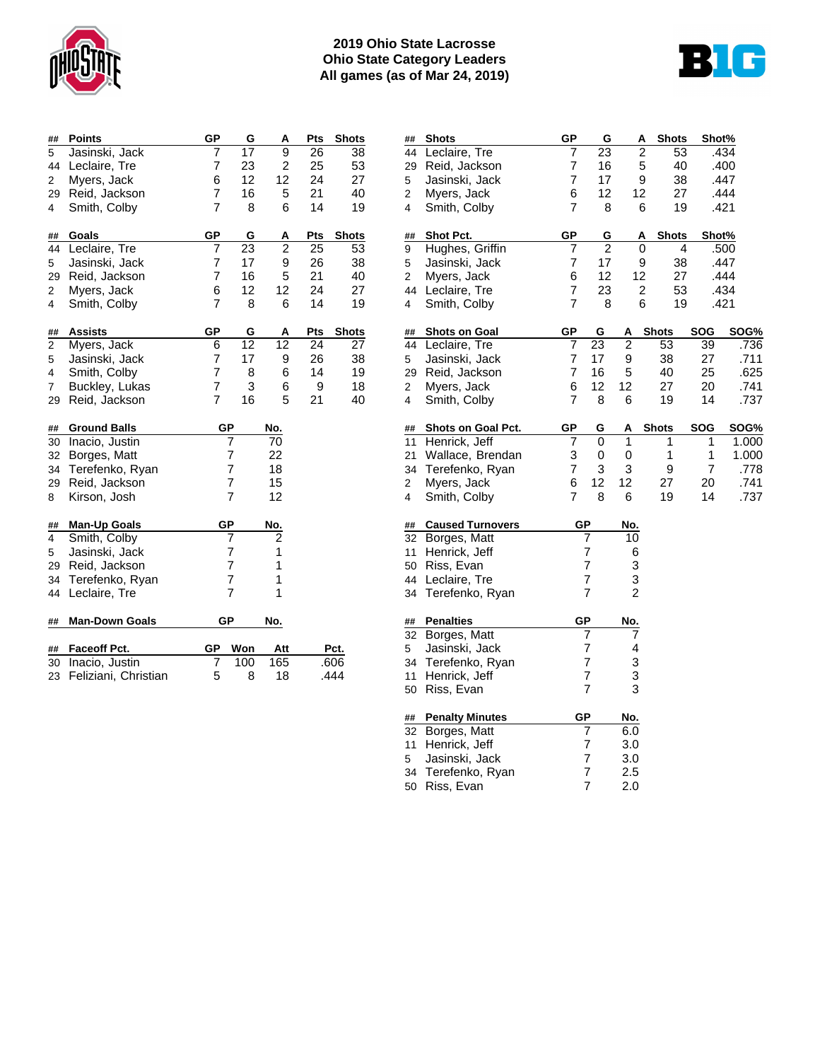# 2019 Ohio State Lacrosse
## Ohio State Category Leaders
### All games (as of Mar 24, 2019)

| ## | Points | GP | G | A | Pts | Shots |
|---|---|---|---|---|---|---|
| 5 | Jasinski, Jack | 7 | 17 | 9 | 26 | 38 |
| 44 | Leclaire, Tre | 7 | 23 | 2 | 25 | 53 |
| 2 | Myers, Jack | 6 | 12 | 12 | 24 | 27 |
| 29 | Reid, Jackson | 7 | 16 | 5 | 21 | 40 |
| 4 | Smith, Colby | 7 | 8 | 6 | 14 | 19 |

| ## | Goals | GP | G | A | Pts | Shots |
|---|---|---|---|---|---|---|
| 44 | Leclaire, Tre | 7 | 23 | 2 | 25 | 53 |
| 5 | Jasinski, Jack | 7 | 17 | 9 | 26 | 38 |
| 29 | Reid, Jackson | 7 | 16 | 5 | 21 | 40 |
| 2 | Myers, Jack | 6 | 12 | 12 | 24 | 27 |
| 4 | Smith, Colby | 7 | 8 | 6 | 14 | 19 |

| ## | Assists | GP | G | A | Pts | Shots |
|---|---|---|---|---|---|---|
| 2 | Myers, Jack | 6 | 12 | 12 | 24 | 27 |
| 5 | Jasinski, Jack | 7 | 17 | 9 | 26 | 38 |
| 4 | Smith, Colby | 7 | 8 | 6 | 14 | 19 |
| 7 | Buckley, Lukas | 7 | 3 | 6 | 9 | 18 |
| 29 | Reid, Jackson | 7 | 16 | 5 | 21 | 40 |

| ## | Ground Balls | GP | No. |
|---|---|---|---|
| 30 | Inacio, Justin | 7 | 70 |
| 32 | Borges, Matt | 7 | 22 |
| 34 | Terefenko, Ryan | 7 | 18 |
| 29 | Reid, Jackson | 7 | 15 |
| 8 | Kirson, Josh | 7 | 12 |

| ## | Man-Up Goals | GP | No. |
|---|---|---|---|
| 4 | Smith, Colby | 7 | 2 |
| 5 | Jasinski, Jack | 7 | 1 |
| 29 | Reid, Jackson | 7 | 1 |
| 34 | Terefenko, Ryan | 7 | 1 |
| 44 | Leclaire, Tre | 7 | 1 |

| ## | Man-Down Goals | GP | No. |
|---|---|---|---|

| ## | Faceoff Pct. | GP | Won | Att | Pct. |
|---|---|---|---|---|---|
| 30 | Inacio, Justin | 7 | 100 | 165 | .606 |
| 23 | Feliziani, Christian | 5 | 8 | 18 | .444 |

| ## | Shots | GP | G | A | Shots | Shot% |
|---|---|---|---|---|---|---|
| 44 | Leclaire, Tre | 7 | 23 | 2 | 53 | .434 |
| 29 | Reid, Jackson | 7 | 16 | 5 | 40 | .400 |
| 5 | Jasinski, Jack | 7 | 17 | 9 | 38 | .447 |
| 2 | Myers, Jack | 6 | 12 | 12 | 27 | .444 |
| 4 | Smith, Colby | 7 | 8 | 6 | 19 | .421 |

| ## | Shot Pct. | GP | G | A | Shots | Shot% |
|---|---|---|---|---|---|---|
| 9 | Hughes, Griffin | 7 | 2 | 0 | 4 | .500 |
| 5 | Jasinski, Jack | 7 | 17 | 9 | 38 | .447 |
| 2 | Myers, Jack | 6 | 12 | 12 | 27 | .444 |
| 44 | Leclaire, Tre | 7 | 23 | 2 | 53 | .434 |
| 4 | Smith, Colby | 7 | 8 | 6 | 19 | .421 |

| ## | Shots on Goal | GP | G | A | Shots | SOG | SOG% |
|---|---|---|---|---|---|---|---|
| 44 | Leclaire, Tre | 7 | 23 | 2 | 53 | 39 | .736 |
| 5 | Jasinski, Jack | 7 | 17 | 9 | 38 | 27 | .711 |
| 29 | Reid, Jackson | 7 | 16 | 5 | 40 | 25 | .625 |
| 2 | Myers, Jack | 6 | 12 | 12 | 27 | 20 | .741 |
| 4 | Smith, Colby | 7 | 8 | 6 | 19 | 14 | .737 |

| ## | Shots on Goal Pct. | GP | G | A | Shots | SOG | SOG% |
|---|---|---|---|---|---|---|---|
| 11 | Henrick, Jeff | 7 | 0 | 1 | 1 | 1 | 1.000 |
| 21 | Wallace, Brendan | 3 | 0 | 0 | 1 | 1 | 1.000 |
| 34 | Terefenko, Ryan | 7 | 3 | 3 | 9 | 7 | .778 |
| 2 | Myers, Jack | 6 | 12 | 12 | 27 | 20 | .741 |
| 4 | Smith, Colby | 7 | 8 | 6 | 19 | 14 | .737 |

| ## | Caused Turnovers | GP | No. |
|---|---|---|---|
| 32 | Borges, Matt | 7 | 10 |
| 11 | Henrick, Jeff | 7 | 6 |
| 50 | Riss, Evan | 7 | 3 |
| 44 | Leclaire, Tre | 7 | 3 |
| 34 | Terefenko, Ryan | 7 | 2 |

| ## | Penalties | GP | No. |
|---|---|---|---|
| 32 | Borges, Matt | 7 | 7 |
| 5 | Jasinski, Jack | 7 | 4 |
| 34 | Terefenko, Ryan | 7 | 3 |
| 11 | Henrick, Jeff | 7 | 3 |
| 50 | Riss, Evan | 7 | 3 |

| ## | Penalty Minutes | GP | No. |
|---|---|---|---|
| 32 | Borges, Matt | 7 | 6.0 |
| 11 | Henrick, Jeff | 7 | 3.0 |
| 5 | Jasinski, Jack | 7 | 3.0 |
| 34 | Terefenko, Ryan | 7 | 2.5 |
| 50 | Riss, Evan | 7 | 2.0 |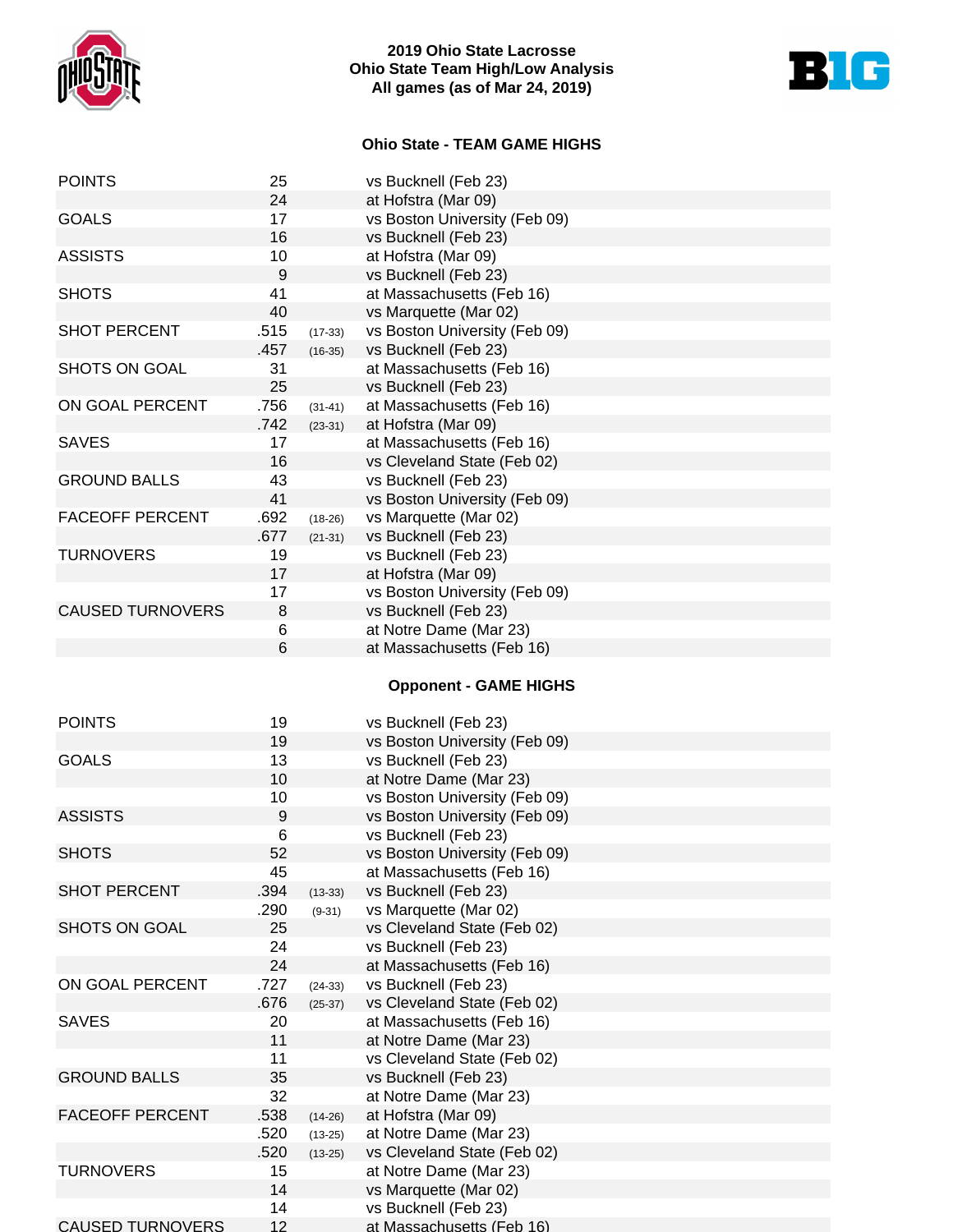# 2019 Ohio State Lacrosse
## Ohio State Team High/Low Analysis
### All games (as of Mar 24, 2019)

## Ohio State - TEAM GAME HIGHS

| | | | |
|---|---|---|---|
| POINTS | 25 | | vs Bucknell (Feb 23) |
| | 24 | | at Hofstra (Mar 09) |
| GOALS | 17 | | vs Boston University (Feb 09) |
| | 16 | | vs Bucknell (Feb 23) |
| ASSISTS | 10 | | at Hofstra (Mar 09) |
| | 9 | | vs Bucknell (Feb 23) |
| SHOTS | 41 | | at Massachusetts (Feb 16) |
| | 40 | | vs Marquette (Mar 02) |
| SHOT PERCENT | .515 | (17-33) | vs Boston University (Feb 09) |
| | .457 | (16-35) | vs Bucknell (Feb 23) |
| SHOTS ON GOAL | 31 | | at Massachusetts (Feb 16) |
| | 25 | | vs Bucknell (Feb 23) |
| ON GOAL PERCENT | .756 | (31-41) | at Massachusetts (Feb 16) |
| | .742 | (23-31) | at Hofstra (Mar 09) |
| SAVES | 17 | | at Massachusetts (Feb 16) |
| | 16 | | vs Cleveland State (Feb 02) |
| GROUND BALLS | 43 | | vs Bucknell (Feb 23) |
| | 41 | | vs Boston University (Feb 09) |
| FACEOFF PERCENT | .692 | (18-26) | vs Marquette (Mar 02) |
| | .677 | (21-31) | vs Bucknell (Feb 23) |
| TURNOVERS | 19 | | vs Bucknell (Feb 23) |
| | 17 | | at Hofstra (Mar 09) |
| | 17 | | vs Boston University (Feb 09) |
| CAUSED TURNOVERS | 8 | | vs Bucknell (Feb 23) |
| | 6 | | at Notre Dame (Mar 23) |
| | 6 | | at Massachusetts (Feb 16) |

## Opponent - GAME HIGHS

| | | | |
|---|---|---|---|
| POINTS | 19 | | vs Bucknell (Feb 23) |
| | 19 | | vs Boston University (Feb 09) |
| GOALS | 13 | | vs Bucknell (Feb 23) |
| | 10 | | at Notre Dame (Mar 23) |
| | 10 | | vs Boston University (Feb 09) |
| ASSISTS | 9 | | vs Boston University (Feb 09) |
| | 6 | | vs Bucknell (Feb 23) |
| SHOTS | 52 | | vs Boston University (Feb 09) |
| | 45 | | at Massachusetts (Feb 16) |
| SHOT PERCENT | .394 | (13-33) | vs Bucknell (Feb 23) |
| | .290 | (9-31) | vs Marquette (Mar 02) |
| SHOTS ON GOAL | 25 | | vs Cleveland State (Feb 02) |
| | 24 | | vs Bucknell (Feb 23) |
| | 24 | | at Massachusetts (Feb 16) |
| ON GOAL PERCENT | .727 | (24-33) | vs Bucknell (Feb 23) |
| | .676 | (25-37) | vs Cleveland State (Feb 02) |
| SAVES | 20 | | at Massachusetts (Feb 16) |
| | 11 | | at Notre Dame (Mar 23) |
| | 11 | | vs Cleveland State (Feb 02) |
| GROUND BALLS | 35 | | vs Bucknell (Feb 23) |
| | 32 | | at Notre Dame (Mar 23) |
| FACEOFF PERCENT | .538 | (14-26) | at Hofstra (Mar 09) |
| | .520 | (13-25) | at Notre Dame (Mar 23) |
| | .520 | (13-25) | vs Cleveland State (Feb 02) |
| TURNOVERS | 15 | | at Notre Dame (Mar 23) |
| | 14 | | vs Marquette (Mar 02) |
| | 14 | | vs Bucknell (Feb 23) |
| CAUSED TURNOVERS | 12 | | at Massachusetts (Feb 16) |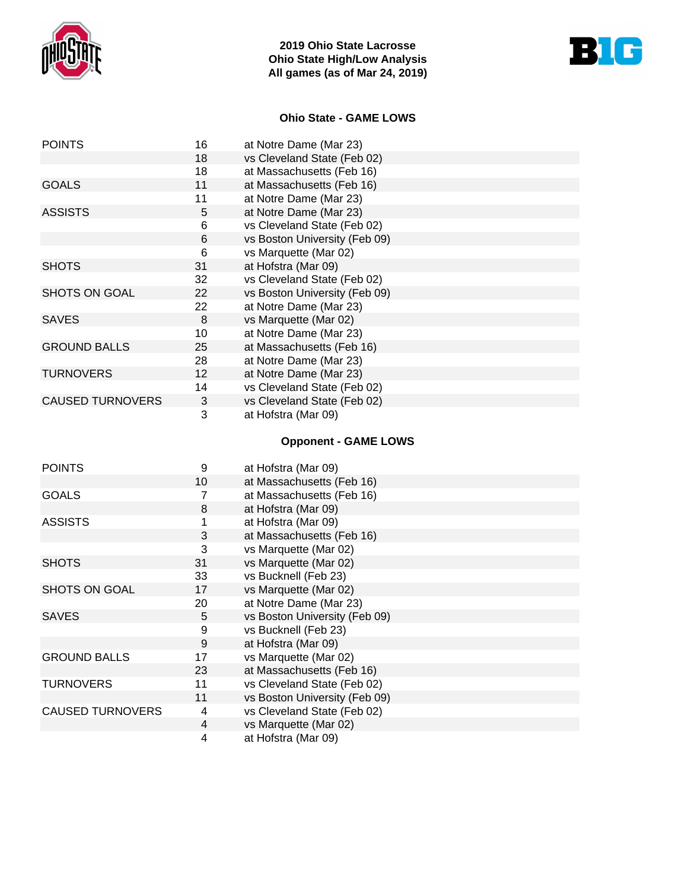# 2019 Ohio State Lacrosse
## Ohio State High/Low Analysis
## All games (as of Mar 24, 2019)

### Ohio State - GAME LOWS

| | | |
|---|---|---|
| POINTS | 16 | at Notre Dame (Mar 23) |
| | 18 | vs Cleveland State (Feb 02) |
| | 18 | at Massachusetts (Feb 16) |
| GOALS | 11 | at Massachusetts (Feb 16) |
| | 11 | at Notre Dame (Mar 23) |
| ASSISTS | 5 | at Notre Dame (Mar 23) |
| | 6 | vs Cleveland State (Feb 02) |
| | 6 | vs Boston University (Feb 09) |
| | 6 | vs Marquette (Mar 02) |
| SHOTS | 31 | at Hofstra (Mar 09) |
| | 32 | vs Cleveland State (Feb 02) |
| SHOTS ON GOAL | 22 | vs Boston University (Feb 09) |
| | 22 | at Notre Dame (Mar 23) |
| SAVES | 8 | vs Marquette (Mar 02) |
| | 10 | at Notre Dame (Mar 23) |
| GROUND BALLS | 25 | at Massachusetts (Feb 16) |
| | 28 | at Notre Dame (Mar 23) |
| TURNOVERS | 12 | at Notre Dame (Mar 23) |
| | 14 | vs Cleveland State (Feb 02) |
| CAUSED TURNOVERS | 3 | vs Cleveland State (Feb 02) |
| | 3 | at Hofstra (Mar 09) |

### Opponent - GAME LOWS

| | | |
|---|---|---|
| POINTS | 9 | at Hofstra (Mar 09) |
| | 10 | at Massachusetts (Feb 16) |
| GOALS | 7 | at Massachusetts (Feb 16) |
| | 8 | at Hofstra (Mar 09) |
| ASSISTS | 1 | at Hofstra (Mar 09) |
| | 3 | at Massachusetts (Feb 16) |
| | 3 | vs Marquette (Mar 02) |
| SHOTS | 31 | vs Marquette (Mar 02) |
| | 33 | vs Bucknell (Feb 23) |
| SHOTS ON GOAL | 17 | vs Marquette (Mar 02) |
| | 20 | at Notre Dame (Mar 23) |
| SAVES | 5 | vs Boston University (Feb 09) |
| | 9 | vs Bucknell (Feb 23) |
| | 9 | at Hofstra (Mar 09) |
| GROUND BALLS | 17 | vs Marquette (Mar 02) |
| | 23 | at Massachusetts (Feb 16) |
| TURNOVERS | 11 | vs Cleveland State (Feb 02) |
| | 11 | vs Boston University (Feb 09) |
| CAUSED TURNOVERS | 4 | vs Cleveland State (Feb 02) |
| | 4 | vs Marquette (Mar 02) |
| | 4 | at Hofstra (Mar 09) |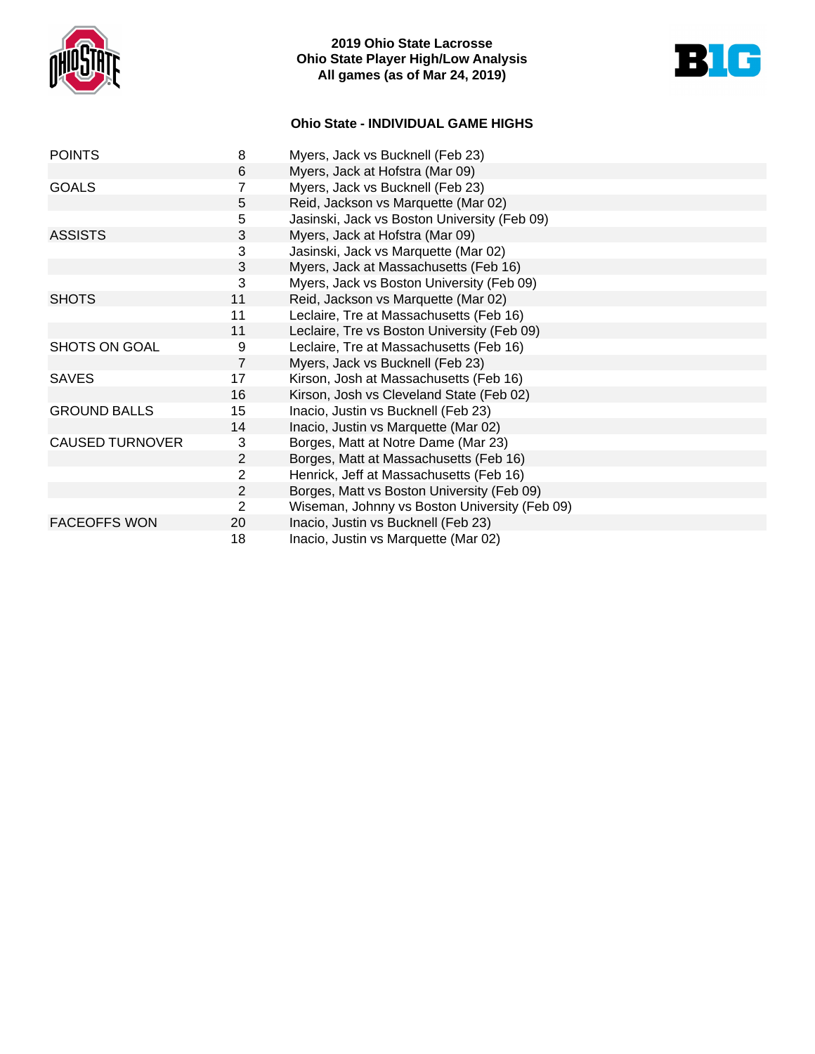# 2019 Ohio State Lacrosse
## Ohio State Player High/Low Analysis
### All games (as of Mar 24, 2019)

### Ohio State - INDIVIDUAL GAME HIGHS

| Category | Value | Player / Game |
|---|---|---|
| POINTS | 8 | Myers, Jack vs Bucknell (Feb 23) |
| | 6 | Myers, Jack at Hofstra (Mar 09) |
| GOALS | 7 | Myers, Jack vs Bucknell (Feb 23) |
| | 5 | Reid, Jackson vs Marquette (Mar 02) |
| | 5 | Jasinski, Jack vs Boston University (Feb 09) |
| ASSISTS | 3 | Myers, Jack at Hofstra (Mar 09) |
| | 3 | Jasinski, Jack vs Marquette (Mar 02) |
| | 3 | Myers, Jack at Massachusetts (Feb 16) |
| | 3 | Myers, Jack vs Boston University (Feb 09) |
| SHOTS | 11 | Reid, Jackson vs Marquette (Mar 02) |
| | 11 | Leclaire, Tre at Massachusetts (Feb 16) |
| | 11 | Leclaire, Tre vs Boston University (Feb 09) |
| SHOTS ON GOAL | 9 | Leclaire, Tre at Massachusetts (Feb 16) |
| | 7 | Myers, Jack vs Bucknell (Feb 23) |
| SAVES | 17 | Kirson, Josh at Massachusetts (Feb 16) |
| | 16 | Kirson, Josh vs Cleveland State (Feb 02) |
| GROUND BALLS | 15 | Inacio, Justin vs Bucknell (Feb 23) |
| | 14 | Inacio, Justin vs Marquette (Mar 02) |
| CAUSED TURNOVER | 3 | Borges, Matt at Notre Dame (Mar 23) |
| | 2 | Borges, Matt at Massachusetts (Feb 16) |
| | 2 | Henrick, Jeff at Massachusetts (Feb 16) |
| | 2 | Borges, Matt vs Boston University (Feb 09) |
| | 2 | Wiseman, Johnny vs Boston University (Feb 09) |
| FACEOFFS WON | 20 | Inacio, Justin vs Bucknell (Feb 23) |
| | 18 | Inacio, Justin vs Marquette (Mar 02) |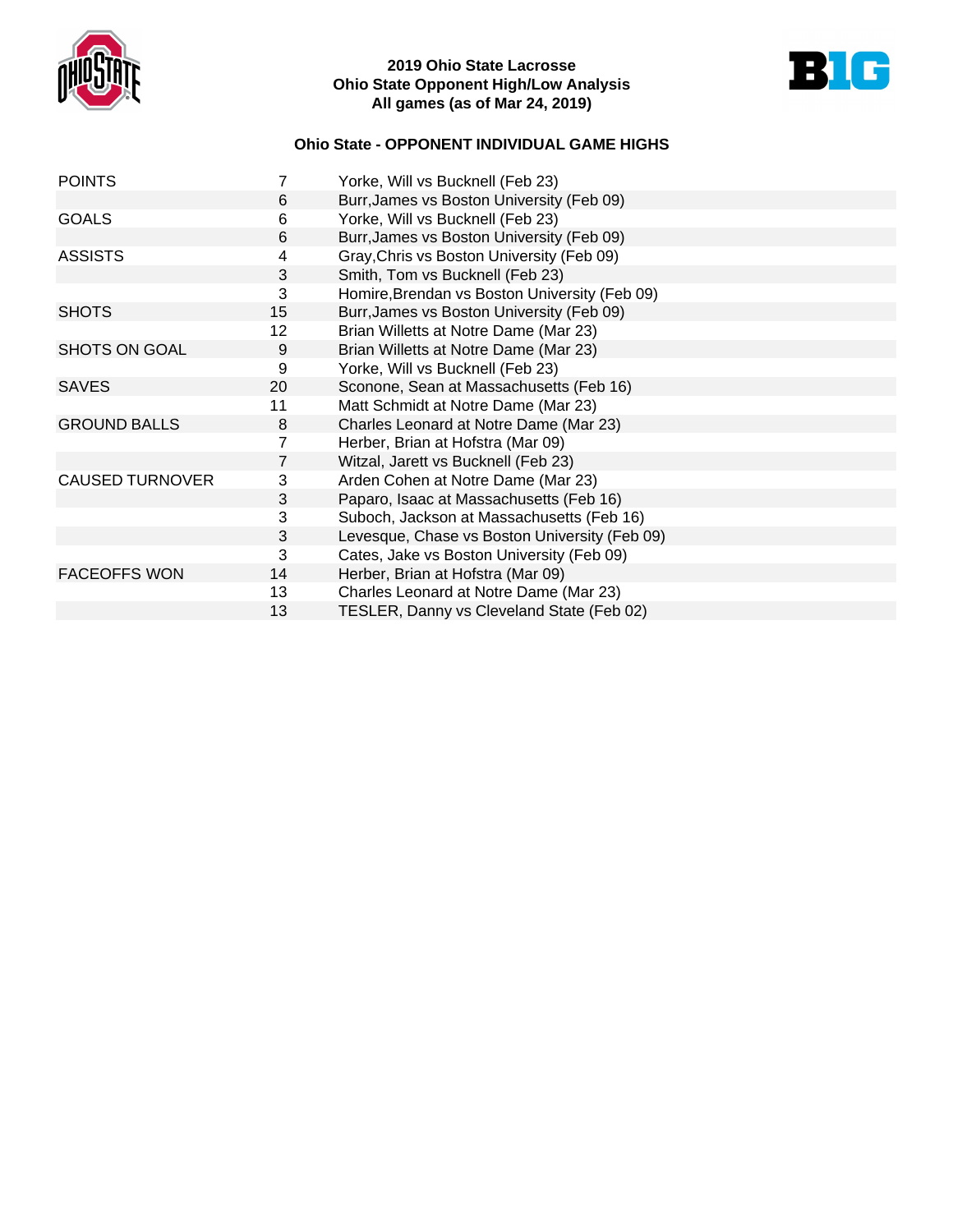**2019 Ohio State Lacrosse**
**Ohio State Opponent High/Low Analysis**
**All games (as of Mar 24, 2019)**

## Ohio State - OPPONENT INDIVIDUAL GAME HIGHS

| | | |
|---|---|---|
| POINTS | 7 | Yorke, Will vs Bucknell (Feb 23) |
| | 6 | Burr,James vs Boston University (Feb 09) |
| GOALS | 6 | Yorke, Will vs Bucknell (Feb 23) |
| | 6 | Burr,James vs Boston University (Feb 09) |
| ASSISTS | 4 | Gray,Chris vs Boston University (Feb 09) |
| | 3 | Smith, Tom vs Bucknell (Feb 23) |
| | 3 | Homire,Brendan vs Boston University (Feb 09) |
| SHOTS | 15 | Burr,James vs Boston University (Feb 09) |
| | 12 | Brian Willetts at Notre Dame (Mar 23) |
| SHOTS ON GOAL | 9 | Brian Willetts at Notre Dame (Mar 23) |
| | 9 | Yorke, Will vs Bucknell (Feb 23) |
| SAVES | 20 | Sconone, Sean at Massachusetts (Feb 16) |
| | 11 | Matt Schmidt at Notre Dame (Mar 23) |
| GROUND BALLS | 8 | Charles Leonard at Notre Dame (Mar 23) |
| | 7 | Herber, Brian at Hofstra (Mar 09) |
| | 7 | Witzal, Jarett vs Bucknell (Feb 23) |
| CAUSED TURNOVER | 3 | Arden Cohen at Notre Dame (Mar 23) |
| | 3 | Paparo, Isaac at Massachusetts (Feb 16) |
| | 3 | Suboch, Jackson at Massachusetts (Feb 16) |
| | 3 | Levesque, Chase vs Boston University (Feb 09) |
| | 3 | Cates, Jake vs Boston University (Feb 09) |
| FACEOFFS WON | 14 | Herber, Brian at Hofstra (Mar 09) |
| | 13 | Charles Leonard at Notre Dame (Mar 23) |
| | 13 | TESLER, Danny vs Cleveland State (Feb 02) |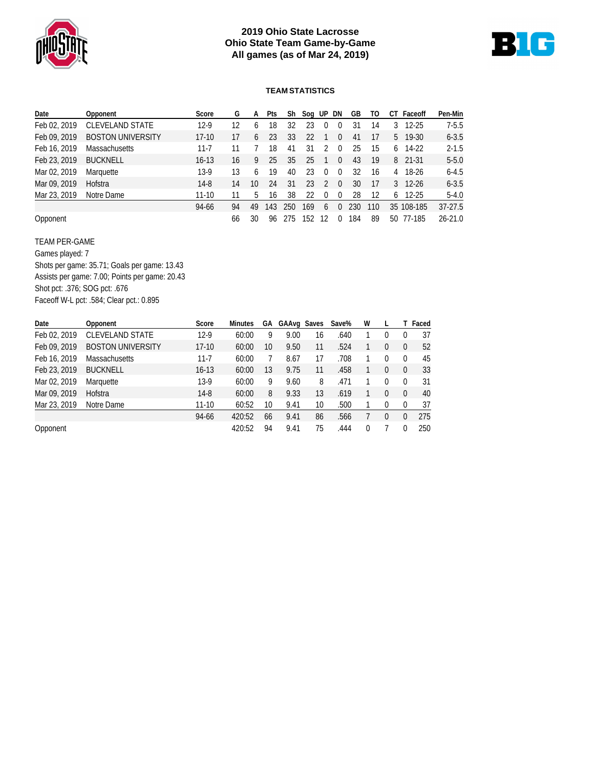# 2019 Ohio State Lacrosse
## Ohio State Team Game-by-Game
## All games (as of Mar 24, 2019)

### TEAM STATISTICS

| Date | Opponent | Score | G | A | Pts | Sh | Sog | UP | DN | GB | TO | CT | Faceoff | Pen-Min |
|---|---|---|---|---|---|---|---|---|---|---|---|---|---|---|
| Feb 02, 2019 | CLEVELAND STATE | 12-9 | 12 | 6 | 18 | 32 | 23 | 0 | 0 | 31 | 14 | 3 | 12-25 | 7-5.5 |
| Feb 09, 2019 | BOSTON UNIVERSITY | 17-10 | 17 | 6 | 23 | 33 | 22 | 1 | 0 | 41 | 17 | 5 | 19-30 | 6-3.5 |
| Feb 16, 2019 | Massachusetts | 11-7 | 11 | 7 | 18 | 41 | 31 | 2 | 0 | 25 | 15 | 6 | 14-22 | 2-1.5 |
| Feb 23, 2019 | BUCKNELL | 16-13 | 16 | 9 | 25 | 35 | 25 | 1 | 0 | 43 | 19 | 8 | 21-31 | 5-5.0 |
| Mar 02, 2019 | Marquette | 13-9 | 13 | 6 | 19 | 40 | 23 | 0 | 0 | 32 | 16 | 4 | 18-26 | 6-4.5 |
| Mar 09, 2019 | Hofstra | 14-8 | 14 | 10 | 24 | 31 | 23 | 2 | 0 | 30 | 17 | 3 | 12-26 | 6-3.5 |
| Mar 23, 2019 | Notre Dame | 11-10 | 11 | 5 | 16 | 38 | 22 | 0 | 0 | 28 | 12 | 6 | 12-25 | 5-4.0 |
| | | 94-66 | 94 | 49 | 143 | 250 | 169 | 6 | 0 | 230 | 110 | 35 | 108-185 | 37-27.5 |
| Opponent | | | 66 | 30 | 96 | 275 | 152 | 12 | 0 | 184 | 89 | 50 | 77-185 | 26-21.0 |

TEAM PER-GAME
Games played: 7
Shots per game: 35.71; Goals per game: 13.43
Assists per game: 7.00; Points per game: 20.43
Shot pct: .376; SOG pct: .676
Faceoff W-L pct: .584; Clear pct.: 0.895

| Date | Opponent | Score | Minutes | GA | GAAvg | Saves | Save% | W | L | T | Faced |
|---|---|---|---|---|---|---|---|---|---|---|---|
| Feb 02, 2019 | CLEVELAND STATE | 12-9 | 60:00 | 9 | 9.00 | 16 | .640 | 1 | 0 | 0 | 37 |
| Feb 09, 2019 | BOSTON UNIVERSITY | 17-10 | 60:00 | 10 | 9.50 | 11 | .524 | 1 | 0 | 0 | 52 |
| Feb 16, 2019 | Massachusetts | 11-7 | 60:00 | 7 | 8.67 | 17 | .708 | 1 | 0 | 0 | 45 |
| Feb 23, 2019 | BUCKNELL | 16-13 | 60:00 | 13 | 9.75 | 11 | .458 | 1 | 0 | 0 | 33 |
| Mar 02, 2019 | Marquette | 13-9 | 60:00 | 9 | 9.60 | 8 | .471 | 1 | 0 | 0 | 31 |
| Mar 09, 2019 | Hofstra | 14-8 | 60:00 | 8 | 9.33 | 13 | .619 | 1 | 0 | 0 | 40 |
| Mar 23, 2019 | Notre Dame | 11-10 | 60:52 | 10 | 9.41 | 10 | .500 | 1 | 0 | 0 | 37 |
| | | 94-66 | 420:52 | 66 | 9.41 | 86 | .566 | 7 | 0 | 0 | 275 |
| Opponent | | | 420:52 | 94 | 9.41 | 75 | .444 | 0 | 7 | 0 | 250 |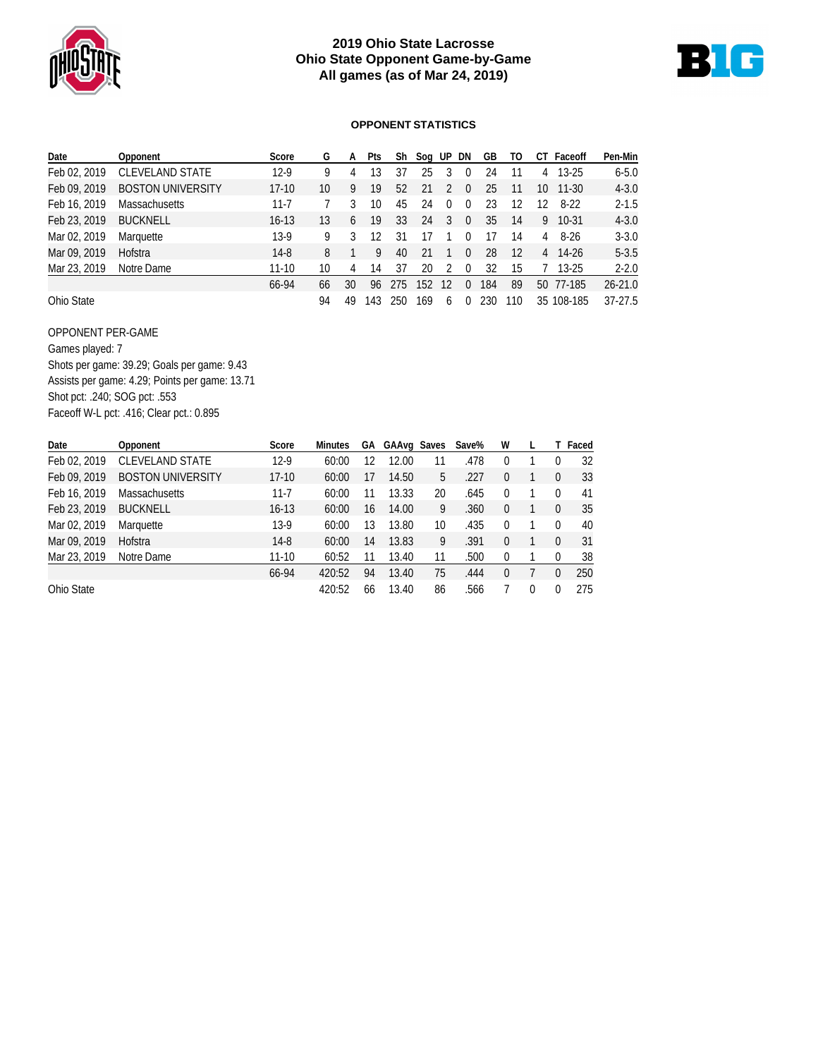# 2019 Ohio State Lacrosse
## Ohio State Opponent Game-by-Game
## All games (as of Mar 24, 2019)

### OPPONENT STATISTICS

| Date | Opponent | Score | G | A | Pts | Sh | Sog | UP | DN | GB | TO | CT | Faceoff | Pen-Min |
|---|---|---|---|---|---|---|---|---|---|---|---|---|---|---|
| Feb 02, 2019 | CLEVELAND STATE | 12-9 | 9 | 4 | 13 | 37 | 25 | 3 | 0 | 24 | 11 | 4 | 13-25 | 6-5.0 |
| Feb 09, 2019 | BOSTON UNIVERSITY | 17-10 | 10 | 9 | 19 | 52 | 21 | 2 | 0 | 25 | 11 | 10 | 11-30 | 4-3.0 |
| Feb 16, 2019 | Massachusetts | 11-7 | 7 | 3 | 10 | 45 | 24 | 0 | 0 | 23 | 12 | 12 | 8-22 | 2-1.5 |
| Feb 23, 2019 | BUCKNELL | 16-13 | 13 | 6 | 19 | 33 | 24 | 3 | 0 | 35 | 14 | 9 | 10-31 | 4-3.0 |
| Mar 02, 2019 | Marquette | 13-9 | 9 | 3 | 12 | 31 | 17 | 1 | 0 | 17 | 14 | 4 | 8-26 | 3-3.0 |
| Mar 09, 2019 | Hofstra | 14-8 | 8 | 1 | 9 | 40 | 21 | 1 | 0 | 28 | 12 | 4 | 14-26 | 5-3.5 |
| Mar 23, 2019 | Notre Dame | 11-10 | 10 | 4 | 14 | 37 | 20 | 2 | 0 | 32 | 15 | 7 | 13-25 | 2-2.0 |
| | | 66-94 | 66 | 30 | 96 | 275 | 152 | 12 | 0 | 184 | 89 | 50 | 77-185 | 26-21.0 |
| Ohio State | | | 94 | 49 | 143 | 250 | 169 | 6 | 0 | 230 | 110 | 35 | 108-185 | 37-27.5 |

OPPONENT PER-GAME
Games played: 7
Shots per game: 39.29; Goals per game: 9.43
Assists per game: 4.29; Points per game: 13.71
Shot pct: .240; SOG pct: .553
Faceoff W-L pct: .416; Clear pct.: 0.895

| Date | Opponent | Score | Minutes | GA | GAAvg | Saves | Save% | W | L | T | Faced |
|---|---|---|---|---|---|---|---|---|---|---|---|
| Feb 02, 2019 | CLEVELAND STATE | 12-9 | 60:00 | 12 | 12.00 | 11 | .478 | 0 | 1 | 0 | 32 |
| Feb 09, 2019 | BOSTON UNIVERSITY | 17-10 | 60:00 | 17 | 14.50 | 5 | .227 | 0 | 1 | 0 | 33 |
| Feb 16, 2019 | Massachusetts | 11-7 | 60:00 | 11 | 13.33 | 20 | .645 | 0 | 1 | 0 | 41 |
| Feb 23, 2019 | BUCKNELL | 16-13 | 60:00 | 16 | 14.00 | 9 | .360 | 0 | 1 | 0 | 35 |
| Mar 02, 2019 | Marquette | 13-9 | 60:00 | 13 | 13.80 | 10 | .435 | 0 | 1 | 0 | 40 |
| Mar 09, 2019 | Hofstra | 14-8 | 60:00 | 14 | 13.83 | 9 | .391 | 0 | 1 | 0 | 31 |
| Mar 23, 2019 | Notre Dame | 11-10 | 60:52 | 11 | 13.40 | 11 | .500 | 0 | 1 | 0 | 38 |
| | | 66-94 | 420:52 | 94 | 13.40 | 75 | .444 | 0 | 7 | 0 | 250 |
| Ohio State | | | 420:52 | 66 | 13.40 | 86 | .566 | 7 | 0 | 0 | 275 |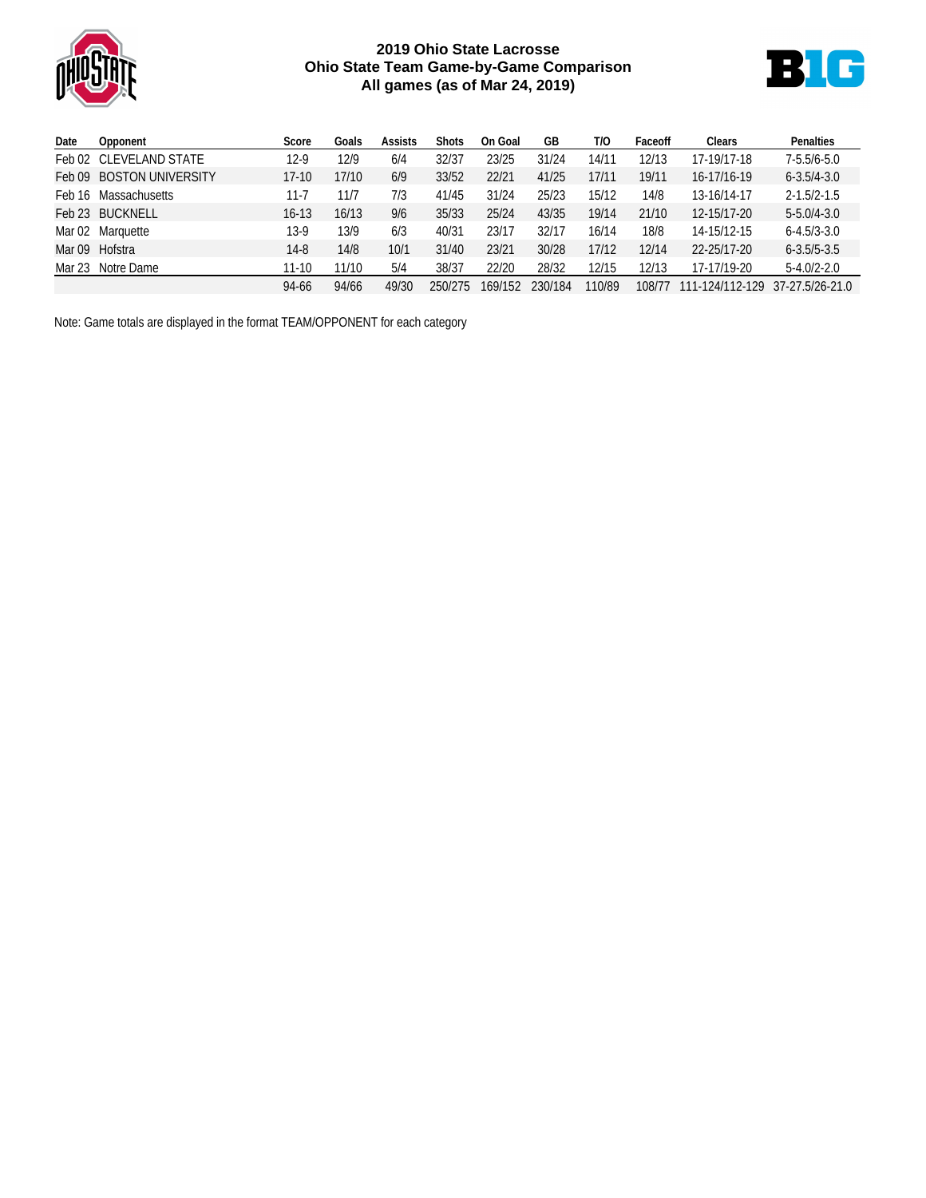# 2019 Ohio State Lacrosse
## Ohio State Team Game-by-Game Comparison
### All games (as of Mar 24, 2019)

| Date | Opponent | Score | Goals | Assists | Shots | On Goal | GB | T/O | Faceoff | Clears | Penalties |
|---|---|---|---|---|---|---|---|---|---|---|---|
| Feb 02 | CLEVELAND STATE | 12-9 | 12/9 | 6/4 | 32/37 | 23/25 | 31/24 | 14/11 | 12/13 | 17-19/17-18 | 7-5.5/6-5.0 |
| Feb 09 | BOSTON UNIVERSITY | 17-10 | 17/10 | 6/9 | 33/52 | 22/21 | 41/25 | 17/11 | 19/11 | 16-17/16-19 | 6-3.5/4-3.0 |
| Feb 16 | Massachusetts | 11-7 | 11/7 | 7/3 | 41/45 | 31/24 | 25/23 | 15/12 | 14/8 | 13-16/14-17 | 2-1.5/2-1.5 |
| Feb 23 | BUCKNELL | 16-13 | 16/13 | 9/6 | 35/33 | 25/24 | 43/35 | 19/14 | 21/10 | 12-15/17-20 | 5-5.0/4-3.0 |
| Mar 02 | Marquette | 13-9 | 13/9 | 6/3 | 40/31 | 23/17 | 32/17 | 16/14 | 18/8 | 14-15/12-15 | 6-4.5/3-3.0 |
| Mar 09 | Hofstra | 14-8 | 14/8 | 10/1 | 31/40 | 23/21 | 30/28 | 17/12 | 12/14 | 22-25/17-20 | 6-3.5/5-3.5 |
| Mar 23 | Notre Dame | 11-10 | 11/10 | 5/4 | 38/37 | 22/20 | 28/32 | 12/15 | 12/13 | 17-17/19-20 | 5-4.0/2-2.0 |
| | | 94-66 | 94/66 | 49/30 | 250/275 | 169/152 | 230/184 | 110/89 | 108/77 | 111-124/112-129 | 37-27.5/26-21.0 |

Note: Game totals are displayed in the format TEAM/OPPONENT for each category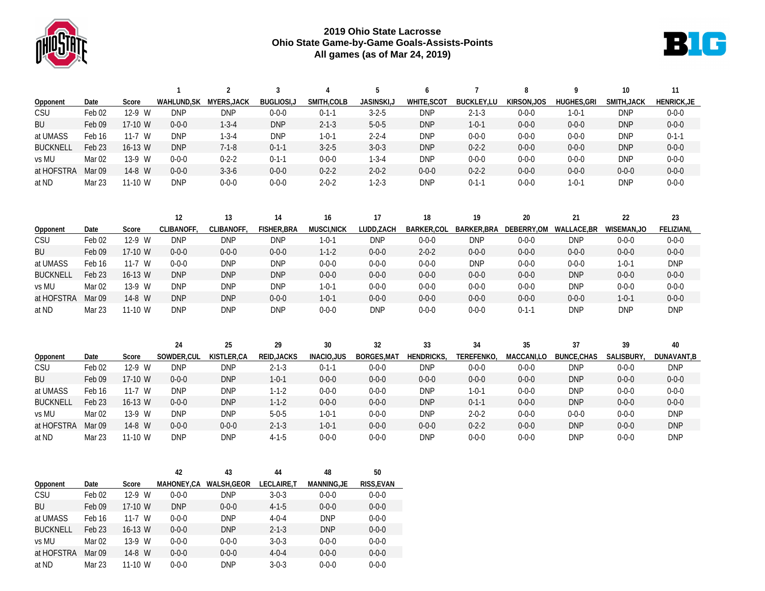# 2019 Ohio State Lacrosse

## Ohio State Game-by-Game Goals-Assists-Points

### All games (as of Mar 24, 2019)

| Opponent | Date | Score | 1 WAHLUND,SK | 2 MYERS,JACK | 3 BUGLIOSI,J | 4 SMITH,COLB | 5 JASINSKI,J | 6 WHITE,SCOT | 7 BUCKLEY,LU | 8 KIRSON,JOS | 9 HUGHES,GRI | 10 SMITH,JACK | 11 HENRICK,JE |
|---|---|---|---|---|---|---|---|---|---|---|---|---|---|
| CSU | Feb 02 | 12-9 W | DNP | DNP | 0-0-0 | 0-1-1 | 3-2-5 | DNP | 2-1-3 | 0-0-0 | 1-0-1 | DNP | 0-0-0 |
| BU | Feb 09 | 17-10 W | 0-0-0 | 1-3-4 | DNP | 2-1-3 | 5-0-5 | DNP | 1-0-1 | 0-0-0 | 0-0-0 | DNP | 0-0-0 |
| at UMASS | Feb 16 | 11-7 W | DNP | 1-3-4 | DNP | 1-0-1 | 2-2-4 | DNP | 0-0-0 | 0-0-0 | 0-0-0 | DNP | 0-1-1 |
| BUCKNELL | Feb 23 | 16-13 W | DNP | 7-1-8 | 0-1-1 | 3-2-5 | 3-0-3 | DNP | 0-2-2 | 0-0-0 | 0-0-0 | DNP | 0-0-0 |
| vs MU | Mar 02 | 13-9 W | 0-0-0 | 0-2-2 | 0-1-1 | 0-0-0 | 1-3-4 | DNP | 0-0-0 | 0-0-0 | 0-0-0 | DNP | 0-0-0 |
| at HOFSTRA | Mar 09 | 14-8 W | 0-0-0 | 3-3-6 | 0-0-0 | 0-2-2 | 2-0-2 | 0-0-0 | 0-2-2 | 0-0-0 | 0-0-0 | 0-0-0 | 0-0-0 |
| at ND | Mar 23 | 11-10 W | DNP | 0-0-0 | 0-0-0 | 2-0-2 | 1-2-3 | DNP | 0-1-1 | 0-0-0 | 1-0-1 | DNP | 0-0-0 |

| Opponent | Date | Score | 12 CLIBANOFF, | 13 CLIBANOFF, | 14 FISHER,BRA | 16 MUSCI,NICK | 17 LUDD,ZACH | 18 BARKER,COL | 19 BARKER,BRA | 20 DEBERRY,OM | 21 WALLACE,BR | 22 WISEMAN,JO | 23 FELIZIANI, |
|---|---|---|---|---|---|---|---|---|---|---|---|---|---|
| CSU | Feb 02 | 12-9 W | DNP | DNP | DNP | 1-0-1 | DNP | 0-0-0 | DNP | 0-0-0 | DNP | 0-0-0 | 0-0-0 |
| BU | Feb 09 | 17-10 W | 0-0-0 | 0-0-0 | 0-0-0 | 1-1-2 | 0-0-0 | 2-0-2 | 0-0-0 | 0-0-0 | 0-0-0 | 0-0-0 | 0-0-0 |
| at UMASS | Feb 16 | 11-7 W | 0-0-0 | DNP | DNP | 0-0-0 | 0-0-0 | 0-0-0 | DNP | 0-0-0 | 0-0-0 | 1-0-1 | DNP |
| BUCKNELL | Feb 23 | 16-13 W | DNP | DNP | DNP | 0-0-0 | 0-0-0 | 0-0-0 | 0-0-0 | 0-0-0 | DNP | 0-0-0 | 0-0-0 |
| vs MU | Mar 02 | 13-9 W | DNP | DNP | DNP | 1-0-1 | 0-0-0 | 0-0-0 | 0-0-0 | 0-0-0 | DNP | 0-0-0 | 0-0-0 |
| at HOFSTRA | Mar 09 | 14-8 W | DNP | DNP | 0-0-0 | 1-0-1 | 0-0-0 | 0-0-0 | 0-0-0 | 0-0-0 | 0-0-0 | 1-0-1 | 0-0-0 |
| at ND | Mar 23 | 11-10 W | DNP | DNP | DNP | 0-0-0 | DNP | 0-0-0 | 0-0-0 | 0-1-1 | DNP | DNP | DNP |

| Opponent | Date | Score | 24 SOWDER,CUL | 25 KISTLER,CA | 29 REID,JACKS | 30 INACIO,JUS | 32 BORGES,MAT | 33 HENDRICKS, | 34 TEREFENKO, | 35 MACCANI,LO | 37 BUNCE,CHAS | 39 SALISBURY, | 40 DUNAVANT,B |
|---|---|---|---|---|---|---|---|---|---|---|---|---|---|
| CSU | Feb 02 | 12-9 W | DNP | DNP | 2-1-3 | 0-1-1 | 0-0-0 | DNP | 0-0-0 | 0-0-0 | DNP | 0-0-0 | DNP |
| BU | Feb 09 | 17-10 W | 0-0-0 | DNP | 1-0-1 | 0-0-0 | 0-0-0 | 0-0-0 | 0-0-0 | 0-0-0 | DNP | 0-0-0 | 0-0-0 |
| at UMASS | Feb 16 | 11-7 W | DNP | DNP | 1-1-2 | 0-0-0 | 0-0-0 | DNP | 1-0-1 | 0-0-0 | DNP | 0-0-0 | 0-0-0 |
| BUCKNELL | Feb 23 | 16-13 W | 0-0-0 | DNP | 1-1-2 | 0-0-0 | 0-0-0 | DNP | 0-1-1 | 0-0-0 | DNP | 0-0-0 | 0-0-0 |
| vs MU | Mar 02 | 13-9 W | DNP | DNP | 5-0-5 | 1-0-1 | 0-0-0 | DNP | 2-0-2 | 0-0-0 | 0-0-0 | 0-0-0 | DNP |
| at HOFSTRA | Mar 09 | 14-8 W | 0-0-0 | 0-0-0 | 2-1-3 | 1-0-1 | 0-0-0 | 0-0-0 | 0-2-2 | 0-0-0 | DNP | 0-0-0 | DNP |
| at ND | Mar 23 | 11-10 W | DNP | DNP | 4-1-5 | 0-0-0 | 0-0-0 | DNP | 0-0-0 | 0-0-0 | DNP | 0-0-0 | DNP |

| Opponent | Date | Score | 42 MAHONEY,CA | 43 WALSH,GEOR | 44 LECLAIRE,T | 48 MANNING,JE | 50 RISS,EVAN |
|---|---|---|---|---|---|---|---|
| CSU | Feb 02 | 12-9 W | 0-0-0 | DNP | 3-0-3 | 0-0-0 | 0-0-0 |
| BU | Feb 09 | 17-10 W | DNP | 0-0-0 | 4-1-5 | 0-0-0 | 0-0-0 |
| at UMASS | Feb 16 | 11-7 W | 0-0-0 | DNP | 4-0-4 | DNP | 0-0-0 |
| BUCKNELL | Feb 23 | 16-13 W | 0-0-0 | DNP | 2-1-3 | DNP | 0-0-0 |
| vs MU | Mar 02 | 13-9 W | 0-0-0 | 0-0-0 | 3-0-3 | 0-0-0 | 0-0-0 |
| at HOFSTRA | Mar 09 | 14-8 W | 0-0-0 | 0-0-0 | 4-0-4 | 0-0-0 | 0-0-0 |
| at ND | Mar 23 | 11-10 W | 0-0-0 | DNP | 3-0-3 | 0-0-0 | 0-0-0 |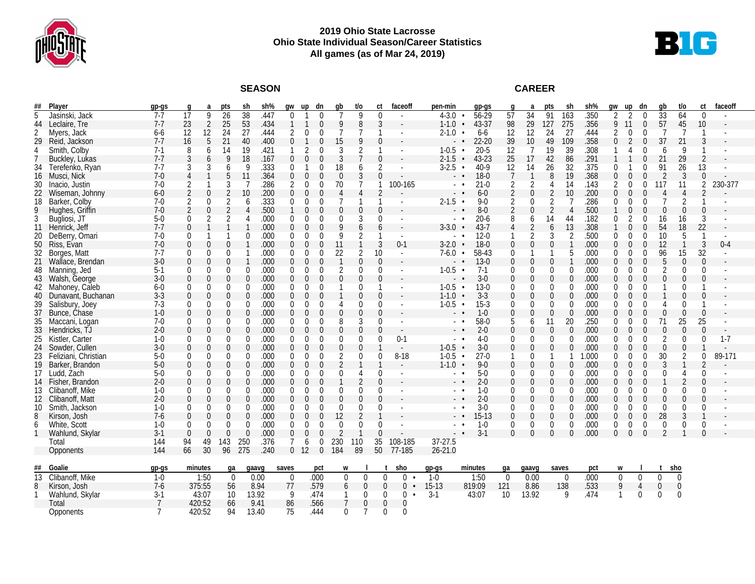# 2019 Ohio State Lacrosse
## Ohio State Individual Season/Career Statistics
### All games (as of Mar 24, 2019)

| | | SEASON | | | | | | | | | | | | | | | CAREER | | | | | | | | | | | | | |
|---|---|---|---|---|---|---|---|---|---|---|---|---|---|---|---|---|---|---|---|---|---|---|---|---|---|---|---|---|---|---|
| ## | Player | gp-gs | g | a | pts | sh | sh% | gw | up | dn | gb | t/o | ct | faceoff | pen-min | gp-gs | g | a | pts | sh | sh% | gw | up | dn | gb | t/o | ct | faceoff |
| 5 | Jasinski, Jack | 7-7 | 17 | 9 | 26 | 38 | .447 | 0 | 1 | 0 | 7 | 9 | 0 | - | 4-3.0 • | 56-29 | 57 | 34 | 91 | 163 | .350 | 2 | 2 | 0 | 33 | 64 | 0 | - |
| 44 | Leclaire, Tre | 7-7 | 23 | 2 | 25 | 53 | .434 | 1 | 1 | 0 | 9 | 8 | 3 | - | 1-1.0 • | 43-37 | 98 | 29 | 127 | 275 | .356 | 9 | 11 | 0 | 57 | 45 | 10 | - |
| 2 | Myers, Jack | 6-6 | 12 | 12 | 24 | 27 | .444 | 2 | 0 | 0 | 7 | 7 | 1 | - | 2-1.0 • | 6-6 | 12 | 12 | 24 | 27 | .444 | 2 | 0 | 0 | 7 | 7 | 1 | - |
| 29 | Reid, Jackson | 7-7 | 16 | 5 | 21 | 40 | .400 | 0 | 1 | 0 | 15 | 9 | 0 | - | - • | 22-20 | 39 | 10 | 49 | 109 | .358 | 0 | 2 | 0 | 37 | 21 | 3 | - |
| 4 | Smith, Colby | 7-1 | 8 | 6 | 14 | 19 | .421 | 1 | 2 | 0 | 3 | 2 | 1 | - | 1-0.5 • | 20-5 | 12 | 7 | 19 | 39 | .308 | 1 | 4 | 0 | 6 | 9 | 1 | - |
| 7 | Buckley, Lukas | 7-7 | 3 | 6 | 9 | 18 | .167 | 0 | 0 | 0 | 3 | 7 | 0 | - | 2-1.5 • | 43-23 | 25 | 17 | 42 | 86 | .291 | 1 | 1 | 0 | 21 | 29 | 2 | - |
| 34 | Terefenko, Ryan | 7-7 | 3 | 3 | 6 | 9 | .333 | 0 | 1 | 0 | 18 | 6 | 2 | - | 3-2.5 • | 40-9 | 12 | 14 | 26 | 32 | .375 | 0 | 1 | 0 | 91 | 26 | 13 | - |
| 16 | Musci, Nick | 7-0 | 4 | 1 | 5 | 11 | .364 | 0 | 0 | 0 | 0 | 3 | 0 | - | - • | 18-0 | 7 | 1 | 8 | 19 | .368 | 0 | 0 | 0 | 2 | 3 | 0 | - |
| 30 | Inacio, Justin | 7-0 | 2 | 1 | 3 | 7 | .286 | 2 | 0 | 0 | 70 | 7 | 1 | 100-165 | - • | 21-0 | 2 | 2 | 4 | 14 | .143 | 2 | 0 | 0 | 117 | 11 | 2 | 230-377 |
| 22 | Wiseman, Johnny | 6-0 | 2 | 0 | 2 | 10 | .200 | 0 | 0 | 0 | 4 | 4 | 2 | - | - • | 6-0 | 2 | 0 | 2 | 10 | .200 | 0 | 0 | 0 | 4 | 4 | 2 | - |
| 18 | Barker, Colby | 7-0 | 2 | 0 | 2 | 6 | .333 | 0 | 0 | 0 | 7 | 1 | 1 | - | 2-1.5 • | 9-0 | 2 | 0 | 2 | 7 | .286 | 0 | 0 | 0 | 7 | 2 | 1 | - |
| 9 | Hughes, Griffin | 7-0 | 2 | 0 | 2 | 4 | .500 | 1 | 0 | 0 | 0 | 0 | 0 | - | - • | 8-0 | 2 | 0 | 2 | 4 | .500 | 1 | 0 | 0 | 0 | 0 | 0 | - |
| 3 | Bugliosi, JT | 5-0 | 0 | 2 | 2 | 4 | .000 | 0 | 0 | 0 | 0 | 3 | 0 | - | - • | 20-6 | 8 | 6 | 14 | 44 | .182 | 0 | 2 | 0 | 16 | 16 | 3 | - |
| 11 | Henrick, Jeff | 7-7 | 0 | 1 | 1 | 1 | .000 | 0 | 0 | 0 | 9 | 6 | 6 | - | 3-3.0 • | 43-7 | 4 | 2 | 6 | 13 | .308 | 1 | 0 | 0 | 54 | 18 | 22 | - |
| 20 | DeBerry, Omari | 7-0 | 0 | 1 | 1 | 0 | .000 | 0 | 0 | 0 | 9 | 2 | 1 | - | - • | 12-0 | 1 | 2 | 3 | 2 | .500 | 0 | 0 | 0 | 10 | 5 | 1 | - |
| 50 | Riss, Evan | 7-0 | 0 | 0 | 0 | 1 | .000 | 0 | 0 | 0 | 11 | 1 | 3 | 0-1 | 3-2.0 • | 18-0 | 0 | 0 | 0 | 1 | .000 | 0 | 0 | 0 | 12 | 1 | 3 | 0-4 |
| 32 | Borges, Matt | 7-7 | 0 | 0 | 0 | 1 | .000 | 0 | 0 | 0 | 22 | 2 | 10 | - | 7-6.0 • | 58-43 | 0 | 1 | 1 | 5 | .000 | 0 | 0 | 0 | 96 | 15 | 32 | - |
| 21 | Wallace, Brendan | 3-0 | 0 | 0 | 0 | 1 | .000 | 0 | 0 | 0 | 1 | 0 | 0 | - | - • | 13-0 | 0 | 0 | 0 | 1 | .000 | 0 | 0 | 0 | 5 | 0 | 0 | - |
| 48 | Manning, Jed | 5-1 | 0 | 0 | 0 | 0 | .000 | 0 | 0 | 0 | 2 | 0 | 0 | - | 1-0.5 • | 7-1 | 0 | 0 | 0 | 0 | .000 | 0 | 0 | 0 | 2 | 0 | 0 | - |
| 43 | Walsh, George | 3-0 | 0 | 0 | 0 | 0 | .000 | 0 | 0 | 0 | 0 | 0 | 0 | - | - • | 3-0 | 0 | 0 | 0 | 0 | .000 | 0 | 0 | 0 | 0 | 0 | 0 | - |
| 42 | Mahoney, Caleb | 6-0 | 0 | 0 | 0 | 0 | .000 | 0 | 0 | 0 | 1 | 0 | 1 | - | 1-0.5 • | 13-0 | 0 | 0 | 0 | 0 | .000 | 0 | 0 | 0 | 1 | 0 | 1 | - |
| 40 | Dunavant, Buchanan | 3-3 | 0 | 0 | 0 | 0 | .000 | 0 | 0 | 0 | 1 | 0 | 0 | - | 1-1.0 • | 3-3 | 0 | 0 | 0 | 0 | .000 | 0 | 0 | 0 | 1 | 0 | 0 | - |
| 39 | Salisbury, Joey | 7-3 | 0 | 0 | 0 | 0 | .000 | 0 | 0 | 0 | 4 | 0 | 0 | - | 1-0.5 • | 15-3 | 0 | 0 | 0 | 0 | .000 | 0 | 0 | 0 | 4 | 0 | 1 | - |
| 37 | Bunce, Chase | 1-0 | 0 | 0 | 0 | 0 | .000 | 0 | 0 | 0 | 0 | 0 | 0 | - | - • | 1-0 | 0 | 0 | 0 | 0 | .000 | 0 | 0 | 0 | 0 | 0 | 0 | - |
| 35 | Maccani, Logan | 7-0 | 0 | 0 | 0 | 0 | .000 | 0 | 0 | 0 | 8 | 3 | 0 | - | - • | 58-0 | 5 | 6 | 11 | 20 | .250 | 0 | 0 | 0 | 71 | 25 | 25 | - |
| 33 | Hendricks, TJ | 2-0 | 0 | 0 | 0 | 0 | .000 | 0 | 0 | 0 | 0 | 0 | 0 | - | - • | 2-0 | 0 | 0 | 0 | 0 | .000 | 0 | 0 | 0 | 0 | 0 | 0 | - |
| 25 | Kistler, Carter | 1-0 | 0 | 0 | 0 | 0 | .000 | 0 | 0 | 0 | 0 | 0 | 0 | 0-1 | - • | 4-0 | 0 | 0 | 0 | 0 | .000 | 0 | 0 | 0 | 2 | 0 | 0 | 1-7 |
| 24 | Sowder, Cullen | 3-0 | 0 | 0 | 0 | 0 | .000 | 0 | 0 | 0 | 0 | 0 | 1 | - | 1-0.5 • | 3-0 | 0 | 0 | 0 | 0 | .000 | 0 | 0 | 0 | 0 | 0 | 1 | - |
| 23 | Feliziani, Christian | 5-0 | 0 | 0 | 0 | 0 | .000 | 0 | 0 | 0 | 2 | 0 | 0 | 8-18 | 1-0.5 • | 27-0 | 1 | 0 | 1 | 1 | 1.000 | 0 | 0 | 0 | 30 | 2 | 0 | 89-171 |
| 19 | Barker, Brandon | 5-0 | 0 | 0 | 0 | 0 | .000 | 0 | 0 | 0 | 2 | 1 | 1 | - | 1-1.0 • | 9-0 | 0 | 0 | 0 | 0 | .000 | 0 | 0 | 0 | 3 | 1 | 2 | - |
| 17 | Ludd, Zach | 5-0 | 0 | 0 | 0 | 0 | .000 | 0 | 0 | 0 | 0 | 4 | 0 | - | - • | 5-0 | 0 | 0 | 0 | 0 | .000 | 0 | 0 | 0 | 0 | 4 | 0 | - |
| 14 | Fisher, Brandon | 2-0 | 0 | 0 | 0 | 0 | .000 | 0 | 0 | 0 | 1 | 2 | 0 | - | - • | 2-0 | 0 | 0 | 0 | 0 | .000 | 0 | 0 | 0 | 1 | 2 | 0 | - |
| 13 | Clibanoff, Mike | 1-0 | 0 | 0 | 0 | 0 | .000 | 0 | 0 | 0 | 0 | 0 | 0 | - | - • | 1-0 | 0 | 0 | 0 | 0 | .000 | 0 | 0 | 0 | 0 | 0 | 0 | - |
| 12 | Clibanoff, Matt | 2-0 | 0 | 0 | 0 | 0 | .000 | 0 | 0 | 0 | 0 | 0 | 0 | - | - • | 2-0 | 0 | 0 | 0 | 0 | .000 | 0 | 0 | 0 | 0 | 0 | 0 | - |
| 10 | Smith, Jackson | 1-0 | 0 | 0 | 0 | 0 | .000 | 0 | 0 | 0 | 0 | 0 | 0 | - | - • | 3-0 | 0 | 0 | 0 | 0 | .000 | 0 | 0 | 0 | 0 | 0 | 0 | - |
| 8 | Kirson, Josh | 7-6 | 0 | 0 | 0 | 0 | .000 | 0 | 0 | 0 | 12 | 2 | 1 | - | - • | 15-13 | 0 | 0 | 0 | 0 | .000 | 0 | 0 | 0 | 28 | 3 | 1 | - |
| 6 | White, Scott | 1-0 | 0 | 0 | 0 | 0 | .000 | 0 | 0 | 0 | 0 | 0 | 0 | - | - • | 1-0 | 0 | 0 | 0 | 0 | .000 | 0 | 0 | 0 | 0 | 0 | 0 | - |
| 1 | Wahlund, Skylar | 3-1 | 0 | 0 | 0 | 0 | .000 | 0 | 0 | 0 | 2 | 1 | 0 | - | - • | 3-1 | 0 | 0 | 0 | 0 | .000 | 0 | 0 | 0 | 2 | 1 | 0 | - |
| | Total | 144 | 94 | 49 | 143 | 250 | .376 | 7 | 6 | 0 | 230 | 110 | 35 | 108-185 | 37-27.5 | | | | | | | | | | | | | |
| | Opponents | 144 | 66 | 30 | 96 | 275 | .240 | 0 | 12 | 0 | 184 | 89 | 50 | 77-185 | 26-21.0 | | | | | | | | | | | | | |

| ## | Goalie | gp-gs | minutes | ga | gaavg | saves | pct | w | l | t | sho | gp-gs | minutes | ga | gaavg | saves | pct | w | l | t | sho |
|---|---|---|---|---|---|---|---|---|---|---|---|---|---|---|---|---|---|---|---|---|---|
| 13 | Clibanoff, Mike | 1-0 | 1:50 | 0 | 0.00 | 0 | .000 | 0 | 0 | 0 | 0 • | 1-0 | 1:50 | 0 | 0.00 | 0 | .000 | 0 | 0 | 0 | 0 |
| 8 | Kirson, Josh | 7-6 | 375:55 | 56 | 8.94 | 77 | .579 | 6 | 0 | 0 | 0 • | 15-13 | 819:09 | 121 | 8.86 | 138 | .533 | 9 | 4 | 0 | 0 |
| 1 | Wahlund, Skylar | 3-1 | 43:07 | 10 | 13.92 | 9 | .474 | 1 | 0 | 0 | 0 • | 3-1 | 43:07 | 10 | 13.92 | 9 | .474 | 1 | 0 | 0 | 0 |
| | Total | 7 | 420:52 | 66 | 9.41 | 86 | .566 | 7 | 0 | 0 | 0 | | | | | | | | | | |
| | Opponents | 7 | 420:52 | 94 | 13.40 | 75 | .444 | 0 | 7 | 0 | 0 | | | | | | | | | | |